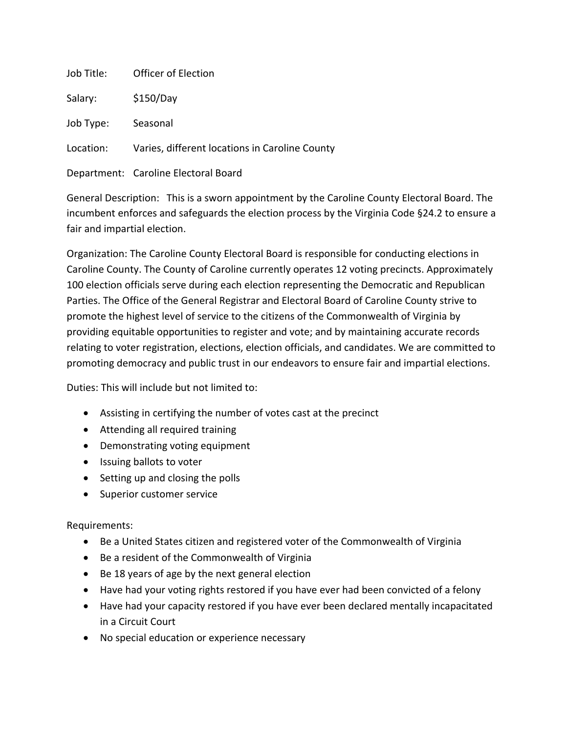Job Title: Officer of Election

Salary: $150/Day

Job Type: Seasonal

Location: Varies, different locations in Caroline County

Department: Caroline Electoral Board

General Description: This is a sworn appointment by the Caroline County Electoral Board. The incumbent enforces and safeguards the election process by the Virginia Code §24.2 to ensure a fair and impartial election.

Organization: The Caroline County Electoral Board is responsible for conducting elections in Caroline County. The County of Caroline currently operates 12 voting precincts. Approximately 100 election officials serve during each election representing the Democratic and Republican Parties. The Office of the General Registrar and Electoral Board of Caroline County strive to promote the highest level of service to the citizens of the Commonwealth of Virginia by providing equitable opportunities to register and vote; and by maintaining accurate records relating to voter registration, elections, election officials, and candidates. We are committed to promoting democracy and public trust in our endeavors to ensure fair and impartial elections.

Duties: This will include but not limited to:

- Assisting in certifying the number of votes cast at the precinct
- Attending all required training
- Demonstrating voting equipment
- Issuing ballots to voter
- Setting up and closing the polls
- Superior customer service

Requirements:

- Be a United States citizen and registered voter of the Commonwealth of Virginia
- Be a resident of the Commonwealth of Virginia
- Be 18 years of age by the next general election
- Have had your voting rights restored if you have ever had been convicted of a felony
- Have had your capacity restored if you have ever been declared mentally incapacitated in a Circuit Court
- No special education or experience necessary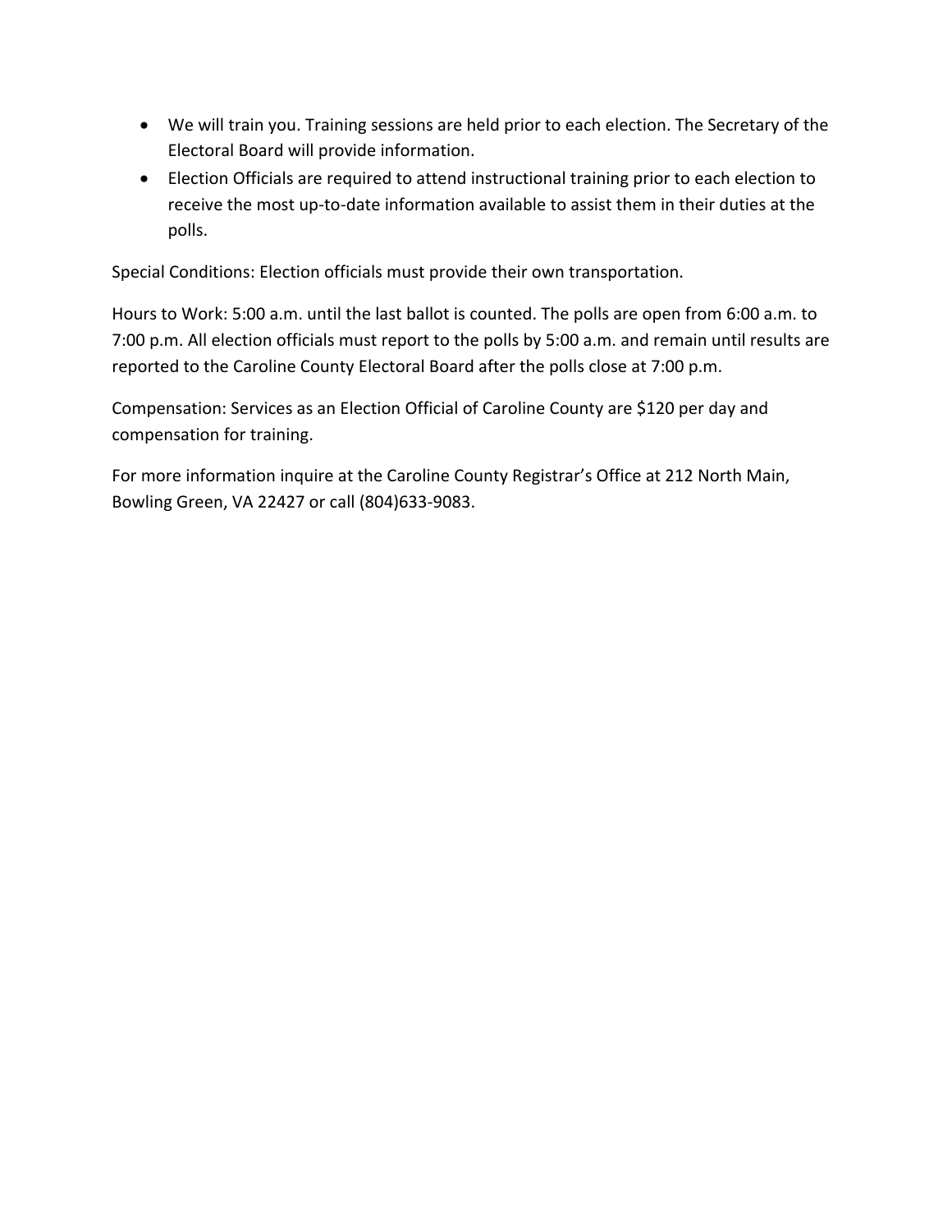- We will train you. Training sessions are held prior to each election. The Secretary of the Electoral Board will provide information.
- Election Officials are required to attend instructional training prior to each election to receive the most up-to-date information available to assist them in their duties at the polls.

Special Conditions: Election officials must provide their own transportation.

Hours to Work: 5:00 a.m. until the last ballot is counted. The polls are open from 6:00 a.m. to 7:00 p.m. All election officials must report to the polls by 5:00 a.m. and remain until results are reported to the Caroline County Electoral Board after the polls close at 7:00 p.m.

Compensation: Services as an Election Official of Caroline County are $120 per day and compensation for training.

For more information inquire at the Caroline County Registrar's Office at 212 North Main, Bowling Green, VA 22427 or call (804)633-9083.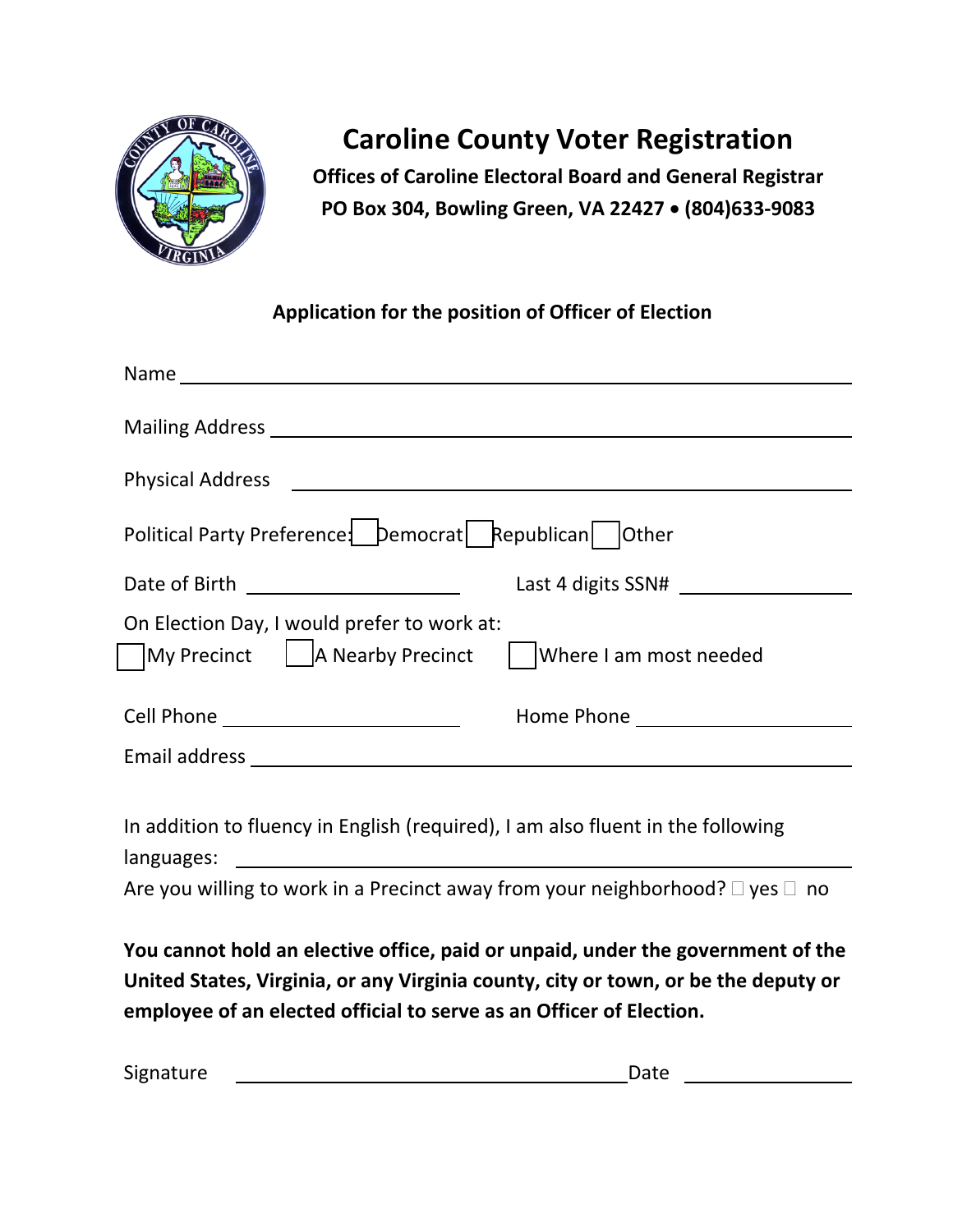# Caroline County Voter Registration

**Offices of Caroline Electoral Board and General Registrar**

**PO Box 304, Bowling Green, VA 22427 • (804)633-9083**

**Application for the position of Officer of Election**

Name ______________________________________________________________

Mailing Address ______________________________________________________

Physical Address ______________________________________________________

Political Party Preference: ☐ Democrat ☐ Republican ☐ Other

Date of Birth ____________________ Last 4 digits SSN# ________________

On Election Day, I would prefer to work at:

☐ My Precinct ☐ A Nearby Precinct ☐ Where I am most needed

Cell Phone ______________________ Home Phone ____________________

Email address ________________________________________________________

In addition to fluency in English (required), I am also fluent in the following languages: ______________________________________________

Are you willing to work in a Precinct away from your neighborhood? ☐ yes ☐ no

**You cannot hold an elective office, paid or unpaid, under the government of the United States, Virginia, or any Virginia county, city or town, or be the deputy or employee of an elected official to serve as an Officer of Election.**

Signature ____________________________________ Date ________________